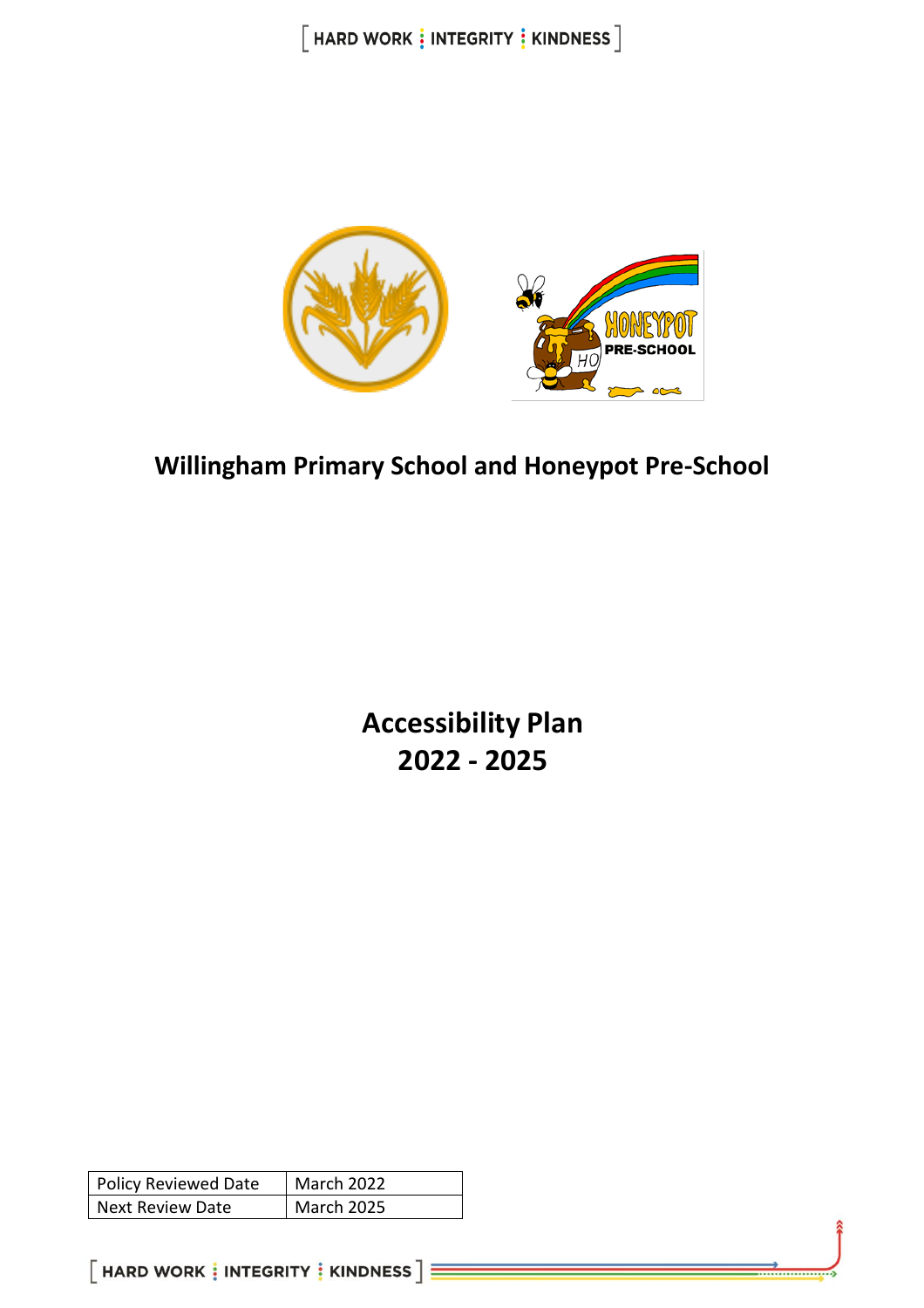# Willingham Primary School and Honeypot Pre-School

# Accessibility Plan
# 2022 - 2025

| Policy Reviewed Date | March 2022 |
|---|---|
| Next Review Date | March 2025 |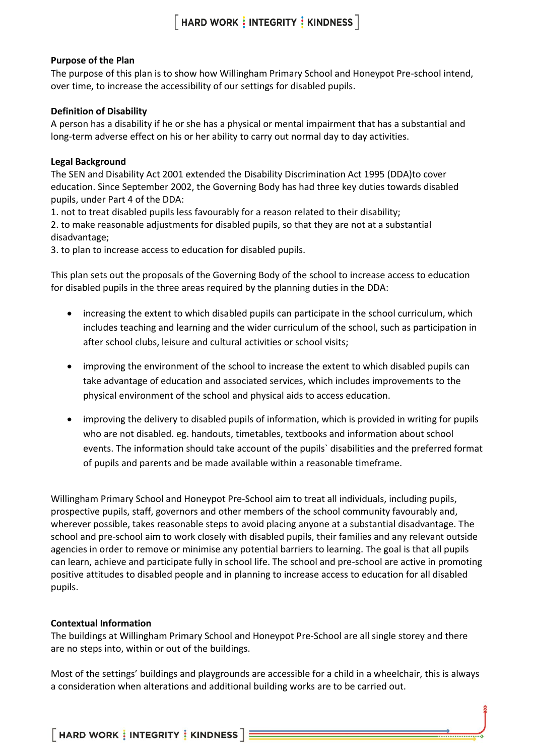**Purpose of the Plan**
The purpose of this plan is to show how Willingham Primary School and Honeypot Pre-school intend, over time, to increase the accessibility of our settings for disabled pupils.

**Definition of Disability**
A person has a disability if he or she has a physical or mental impairment that has a substantial and long-term adverse effect on his or her ability to carry out normal day to day activities.

**Legal Background**
The SEN and Disability Act 2001 extended the Disability Discrimination Act 1995 (DDA)to cover education. Since September 2002, the Governing Body has had three key duties towards disabled pupils, under Part 4 of the DDA:

1. not to treat disabled pupils less favourably for a reason related to their disability;
2. to make reasonable adjustments for disabled pupils, so that they are not at a substantial disadvantage;
3. to plan to increase access to education for disabled pupils.

This plan sets out the proposals of the Governing Body of the school to increase access to education for disabled pupils in the three areas required by the planning duties in the DDA:

- increasing the extent to which disabled pupils can participate in the school curriculum, which includes teaching and learning and the wider curriculum of the school, such as participation in after school clubs, leisure and cultural activities or school visits;
- improving the environment of the school to increase the extent to which disabled pupils can take advantage of education and associated services, which includes improvements to the physical environment of the school and physical aids to access education.
- improving the delivery to disabled pupils of information, which is provided in writing for pupils who are not disabled. eg. handouts, timetables, textbooks and information about school events. The information should take account of the pupils` disabilities and the preferred format of pupils and parents and be made available within a reasonable timeframe.

Willingham Primary School and Honeypot Pre-School aim to treat all individuals, including pupils, prospective pupils, staff, governors and other members of the school community favourably and, wherever possible, takes reasonable steps to avoid placing anyone at a substantial disadvantage. The school and pre-school aim to work closely with disabled pupils, their families and any relevant outside agencies in order to remove or minimise any potential barriers to learning. The goal is that all pupils can learn, achieve and participate fully in school life. The school and pre-school are active in promoting positive attitudes to disabled people and in planning to increase access to education for all disabled pupils.

**Contextual Information**
The buildings at Willingham Primary School and Honeypot Pre-School are all single storey and there are no steps into, within or out of the buildings.

Most of the settings' buildings and playgrounds are accessible for a child in a wheelchair, this is always a consideration when alterations and additional building works are to be carried out.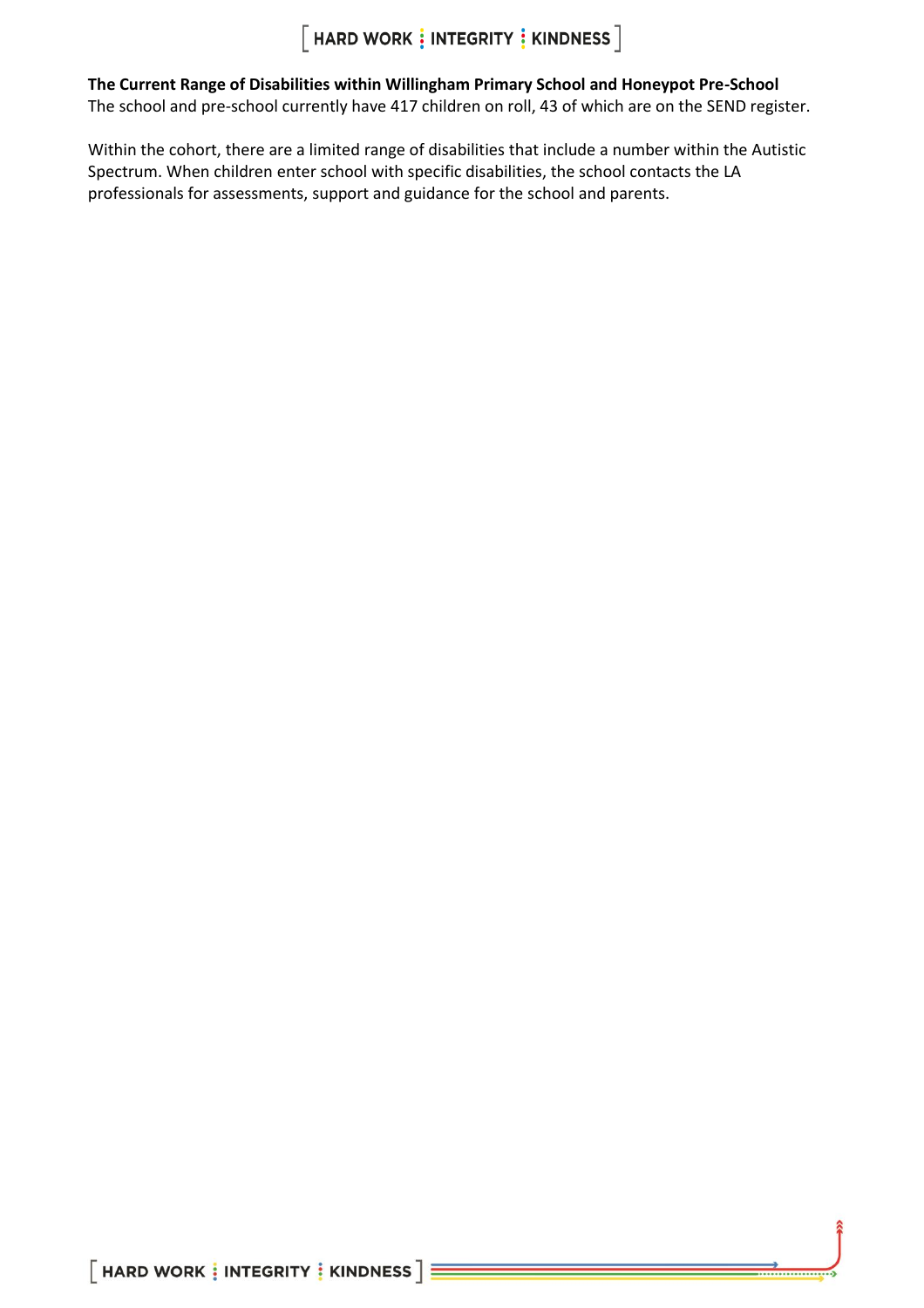**The Current Range of Disabilities within Willingham Primary School and Honeypot Pre-School**

The school and pre-school currently have 417 children on roll, 43 of which are on the SEND register.

Within the cohort, there are a limited range of disabilities that include a number within the Autistic Spectrum. When children enter school with specific disabilities, the school contacts the LA professionals for assessments, support and guidance for the school and parents.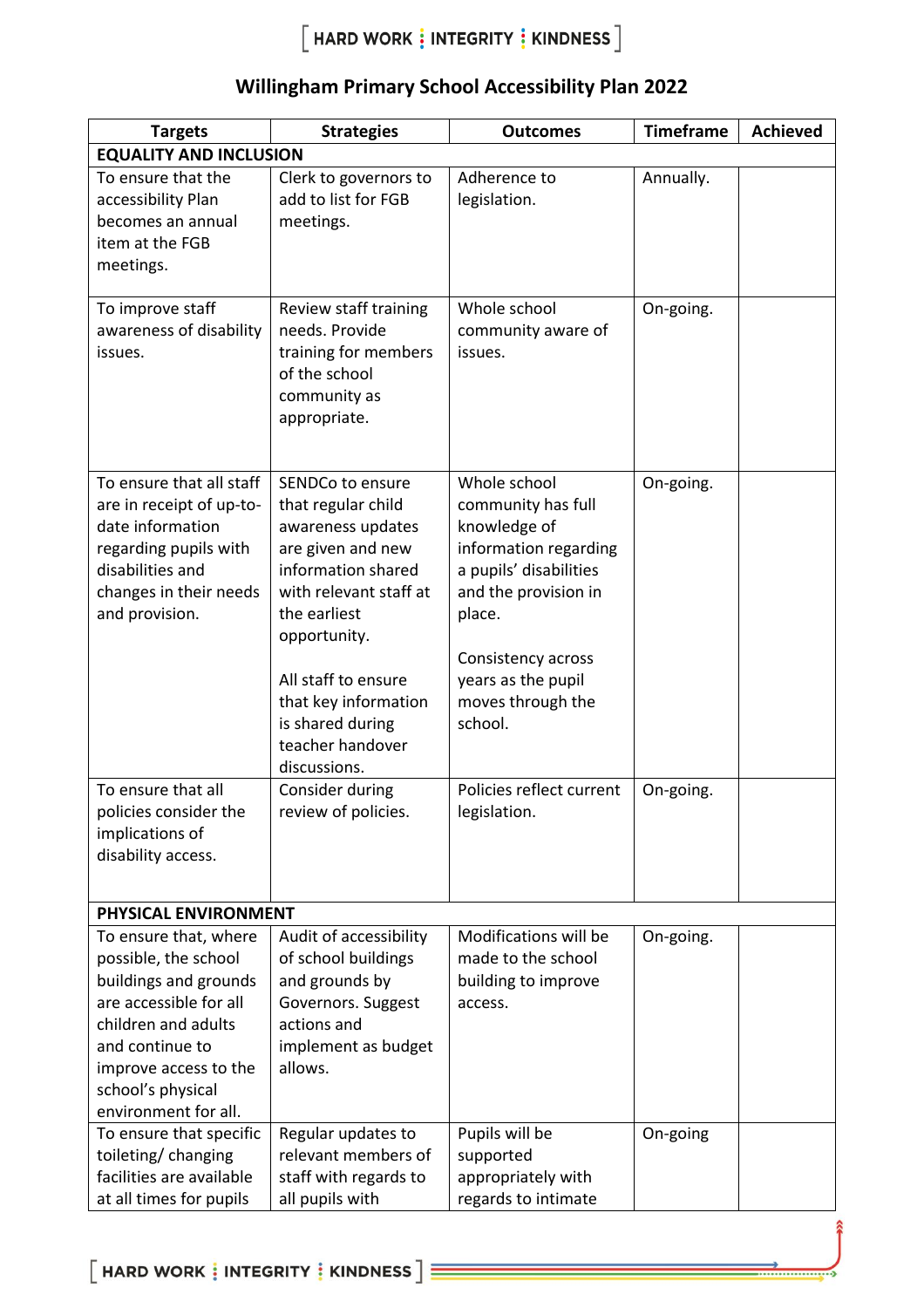## Willingham Primary School Accessibility Plan 2022

| Targets | Strategies | Outcomes | Timeframe | Achieved |
|---|---|---|---|---|
| **EQUALITY AND INCLUSION** | | | | |
| To ensure that the accessibility Plan becomes an annual item at the FGB meetings. | Clerk to governors to add to list for FGB meetings. | Adherence to legislation. | Annually. | |
| To improve staff awareness of disability issues. | Review staff training needs. Provide training for members of the school community as appropriate. | Whole school community aware of issues. | On-going. | |
| To ensure that all staff are in receipt of up-to-date information regarding pupils with disabilities and changes in their needs and provision. | SENDCo to ensure that regular child awareness updates are given and new information shared with relevant staff at the earliest opportunity.<br><br>All staff to ensure that key information is shared during teacher handover discussions. | Whole school community has full knowledge of information regarding a pupils' disabilities and the provision in place.<br><br>Consistency across years as the pupil moves through the school. | On-going. | |
| To ensure that all policies consider the implications of disability access. | Consider during review of policies. | Policies reflect current legislation. | On-going. | |
| **PHYSICAL ENVIRONMENT** | | | | |
| To ensure that, where possible, the school buildings and grounds are accessible for all children and adults and continue to improve access to the school's physical environment for all. | Audit of accessibility of school buildings and grounds by Governors. Suggest actions and implement as budget allows. | Modifications will be made to the school building to improve access. | On-going. | |
| To ensure that specific toileting/ changing facilities are available at all times for pupils | Regular updates to relevant members of staff with regards to all pupils with | Pupils will be supported appropriately with regards to intimate | On-going | |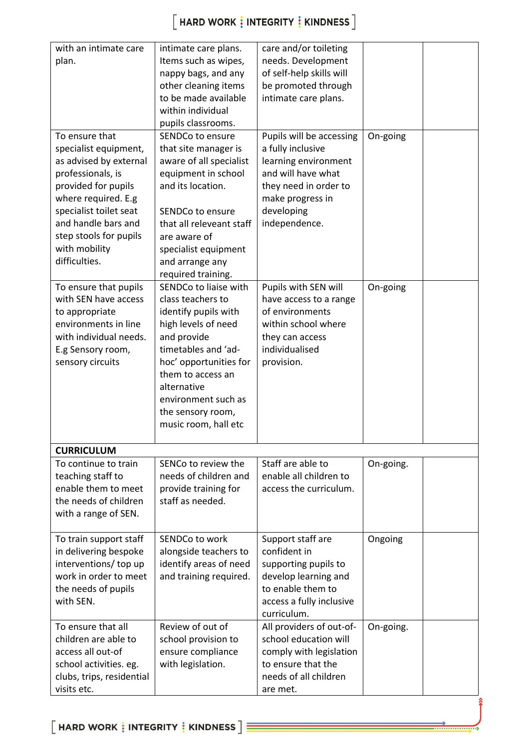| | | | | |
|---|---|---|---|---|
| with an intimate care plan. | intimate care plans. Items such as wipes, nappy bags, and any other cleaning items to be made available within individual pupils classrooms. | care and/or toileting needs. Development of self-help skills will be promoted through intimate care plans. | | |
| To ensure that specialist equipment, as advised by external professionals, is provided for pupils where required. E.g specialist toilet seat and handle bars and step stools for pupils with mobility difficulties. | SENDCo to ensure that site manager is aware of all specialist equipment in school and its location.<br><br>SENDCo to ensure that all releveant staff are aware of specialist equipment and arrange any required training. | Pupils will be accessing a fully inclusive learning environment and will have what they need in order to make progress in developing independence. | On-going | |
| To ensure that pupils with SEN have access to appropriate environments in line with individual needs. E.g Sensory room, sensory circuits | SENDCo to liaise with class teachers to identify pupils with high levels of need and provide timetables and 'ad-hoc' opportunities for them to access an alternative environment such as the sensory room, music room, hall etc | Pupils with SEN will have access to a range of environments within school where they can access individualised provision. | On-going | |
| **CURRICULUM** | | | | |
| To continue to train teaching staff to enable them to meet the needs of children with a range of SEN. | SENCo to review the needs of children and provide training for staff as needed. | Staff are able to enable all children to access the curriculum. | On-going. | |
| To train support staff in delivering bespoke interventions/ top up work in order to meet the needs of pupils with SEN. | SENDCo to work alongside teachers to identify areas of need and training required. | Support staff are confident in supporting pupils to develop learning and to enable them to access a fully inclusive curriculum. | Ongoing | |
| To ensure that all children are able to access all out-of school activities. eg. clubs, trips, residential visits etc. | Review of out of school provision to ensure compliance with legislation. | All providers of out-of-school education will comply with legislation to ensure that the needs of all children are met. | On-going. | |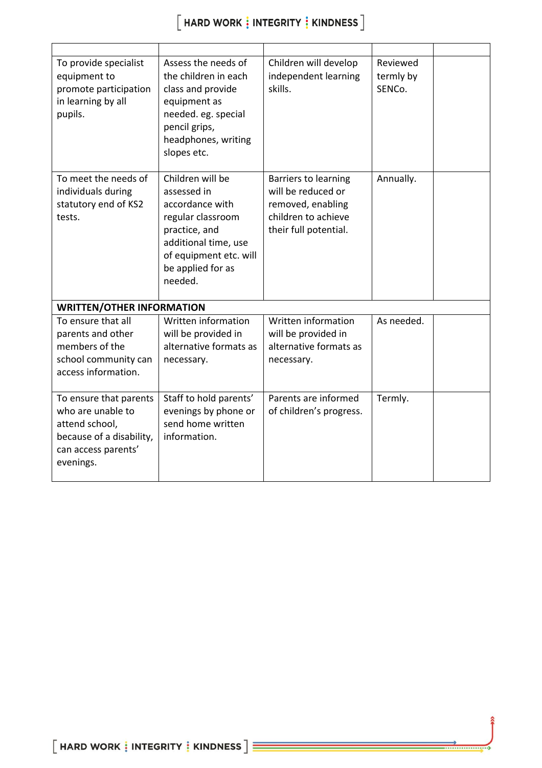| | | | | |
|---|---|---|---|---|
| To provide specialist equipment to promote participation in learning by all pupils. | Assess the needs of the children in each class and provide equipment as needed. eg. special pencil grips, headphones, writing slopes etc. | Children will develop independent learning skills. | Reviewed termly by SENCo. | |
| To meet the needs of individuals during statutory end of KS2 tests. | Children will be assessed in accordance with regular classroom practice, and additional time, use of equipment etc. will be applied for as needed. | Barriers to learning will be reduced or removed, enabling children to achieve their full potential. | Annually. | |
| **WRITTEN/OTHER INFORMATION** | | | | |
| To ensure that all parents and other members of the school community can access information. | Written information will be provided in alternative formats as necessary. | Written information will be provided in alternative formats as necessary. | As needed. | |
| To ensure that parents who are unable to attend school, because of a disability, can access parents' evenings. | Staff to hold parents' evenings by phone or send home written information. | Parents are informed of children's progress. | Termly. | |